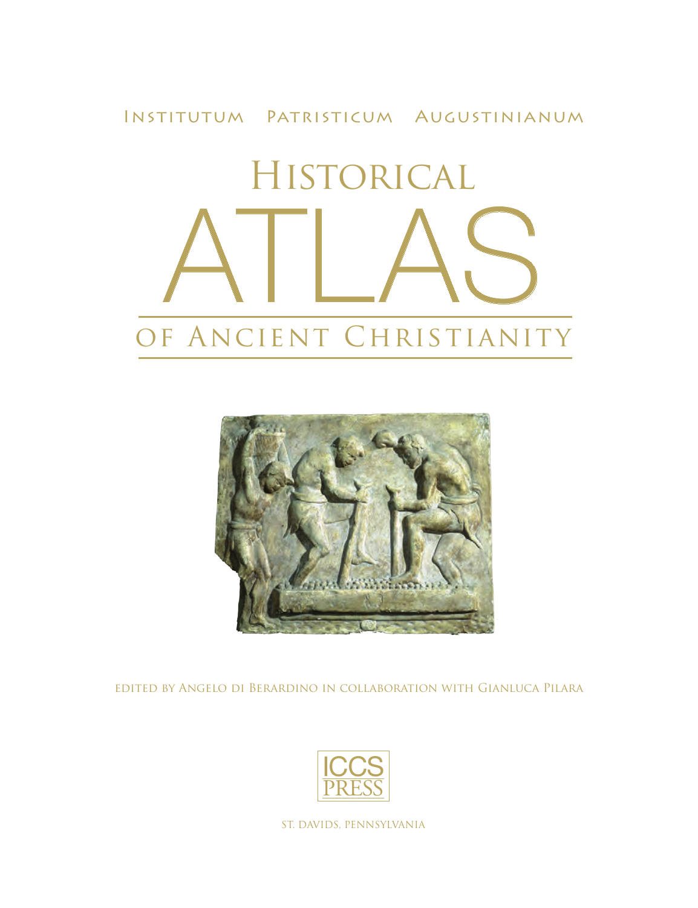Institutum Patristicum Augustinianum

# Historical ATLAS of Ancient Christianity

edited by Angelo di Berardino in collaboration with Gianluca Pilara

ICCS PRESS

St. Davids, Pennsylvania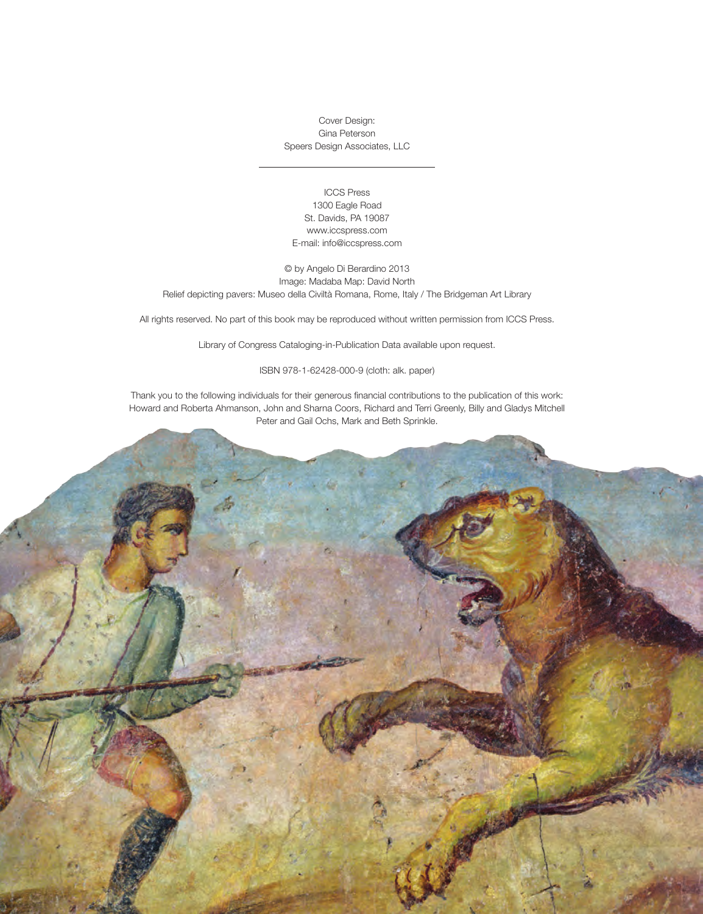Cover Design:
Gina Peterson
Speers Design Associates, LLC

---

ICCS Press
1300 Eagle Road
St. Davids, PA 19087
www.iccspress.com
E-mail: info@iccspress.com

© by Angelo Di Berardino 2013
Image: Madaba Map: David North
Relief depicting pavers: Museo della Civiltà Romana, Rome, Italy / The Bridgeman Art Library

All rights reserved. No part of this book may be reproduced without written permission from ICCS Press.

Library of Congress Cataloging-in-Publication Data available upon request.

ISBN 978-1-62428-000-9 (cloth: alk. paper)

Thank you to the following individuals for their generous financial contributions to the publication of this work:
Howard and Roberta Ahmanson, John and Sharna Coors, Richard and Terri Greenly, Billy and Gladys Mitchell
Peter and Gail Ochs, Mark and Beth Sprinkle.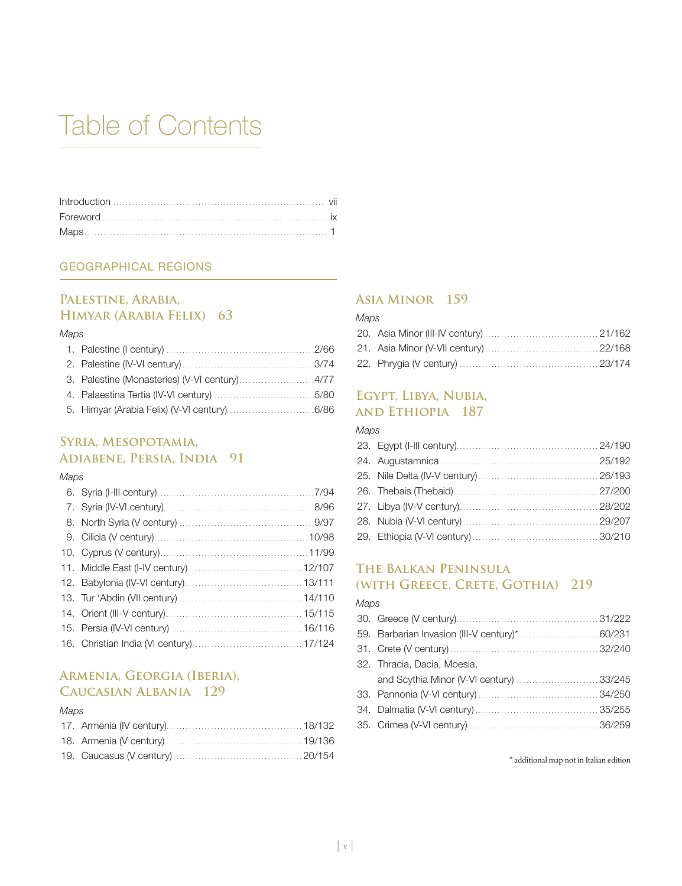# Table of Contents

Introduction .... vii
Foreword .... ix
Maps .... 1

## GEOGRAPHICAL REGIONS

### Palestine, Arabia, Himyar (Arabia Felix) 63

*Maps*

1. Palestine (I century) .... 2/66
2. Palestine (IV-VI century) .... 3/74
3. Palestine (Monasteries) (V-VI century) .... 4/77
4. Palaestina Tertia (IV-VI century) .... 5/80
5. Himyar (Arabia Felix) (V-VI century) .... 6/86

### Syria, Mesopotamia, Adiabene, Persia, India 91

*Maps*

6. Syria (I-III century) .... 7/94
7. Syria (IV-VI century) .... 8/96
8. North Syria (V century) .... 9/97
9. Cilicia (V century) .... 10/98
10. Cyprus (V century) .... 11/99
11. Middle East (I-IV century) .... 12/107
12. Babylonia (IV-VI century) .... 13/111
13. Tur 'Abdin (VII century) .... 14/110
14. Orient (III-V century) .... 15/115
15. Persia (IV-VI century) .... 16/116
16. Christian India (VI century) .... 17/124

### Armenia, Georgia (Iberia), Caucasian Albania 129

*Maps*

17. Armenia (IV century) .... 18/132
18. Armenia (V century) .... 19/136
19. Caucasus (V century) .... 20/154

### Asia Minor 159

*Maps*

20. Asia Minor (III-IV century) .... 21/162
21. Asia Minor (V-VII century) .... 22/168
22. Phrygia (V century) .... 23/174

### Egypt, Libya, Nubia, and Ethiopia 187

*Maps*

23. Egypt (I-III century) .... 24/190
24. Augustamnica .... 25/192
25. Nile Delta (IV-V century) .... 26/193
26. Thebais (Thebaid) .... 27/200
27. Libya (IV-V century) .... 28/202
28. Nubia (V-VI century) .... 29/207
29. Ethiopia (V-VI century) .... 30/210

### The Balkan Peninsula (with Greece, Crete, Gothia) 219

*Maps*

30. Greece (V century) .... 31/222
59. Barbarian Invasion (III-V century)* .... 60/231
31. Crete (V century) .... 32/240
32. Thracia, Dacia, Moesia, and Scythia Minor (V-VI century) .... 33/245
33. Pannonia (V-VI century) .... 34/250
34. Dalmatia (V-VI century) .... 35/255
35. Crimea (V-VI century) .... 36/259

\* additional map not in Italian edition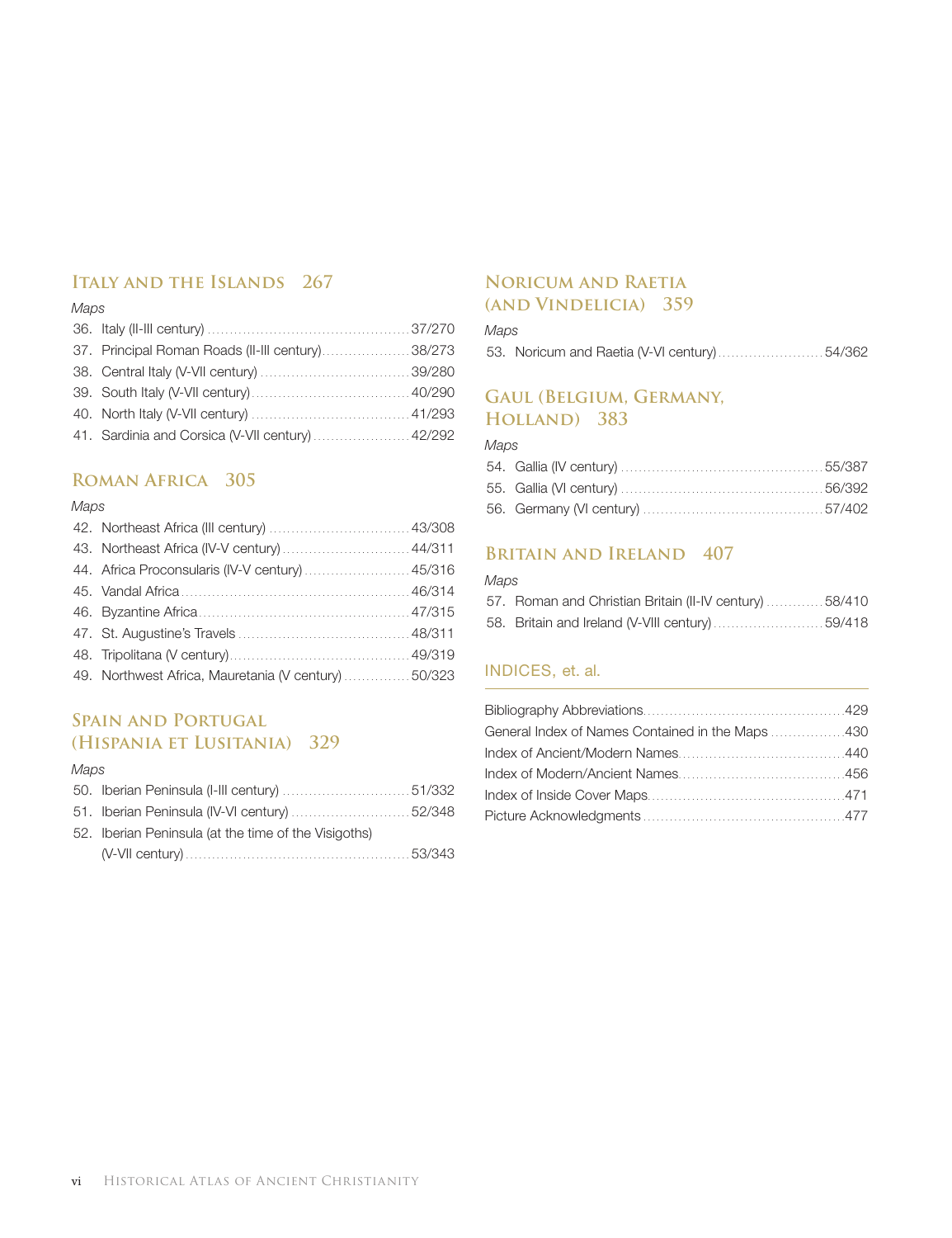## Italy and the Islands 267

*Maps*

36. Italy (II-III century) ....................................................37/270
37. Principal Roman Roads (II-III century)....................38/273
38. Central Italy (V-VII century) ....................................39/280
39. South Italy (V-VII century)......................................40/290
40. North Italy (V-VII century) ......................................41/293
41. Sardinia and Corsica (V-VII century)......................42/292

## Roman Africa 305

*Maps*

42. Northeast Africa (III century) ................................43/308
43. Northeast Africa (IV-V century)..............................44/311
44. Africa Proconsularis (IV-V century).........................45/316
45. Vandal Africa.........................................................46/314
46. Byzantine Africa.....................................................47/315
47. St. Augustine's Travels ..........................................48/311
48. Tripolitana (V century)............................................49/319
49. Northwest Africa, Mauretania (V century) ..............50/323

## Spain and Portugal (Hispania et Lusitania) 329

*Maps*

50. Iberian Peninsula (I-III century) ..............................51/332
51. Iberian Peninsula (IV-VI century) ............................52/348
52. Iberian Peninsula (at the time of the Visigoths) (V-VII century)......................................................53/343

## Noricum and Raetia (and Vindelicia) 359

*Maps*

53. Noricum and Raetia (V-VI century)..........................54/362

## Gaul (Belgium, Germany, Holland) 383

*Maps*

54. Gallia (IV century) .................................................55/387
55. Gallia (VI century) .................................................56/392
56. Germany (VI century) .............................................57/402

## Britain and Ireland 407

*Maps*

57. Roman and Christian Britain (II-IV century) .............58/410
58. Britain and Ireland (V-VIII century).........................59/418

## INDICES, et. al.

Bibliography Abbreviations..............................................429
General Index of Names Contained in the Maps .................430
Index of Ancient/Modern Names......................................440
Index of Modern/Ancient Names......................................456
Index of Inside Cover Maps.............................................471
Picture Acknowledgments ..............................................477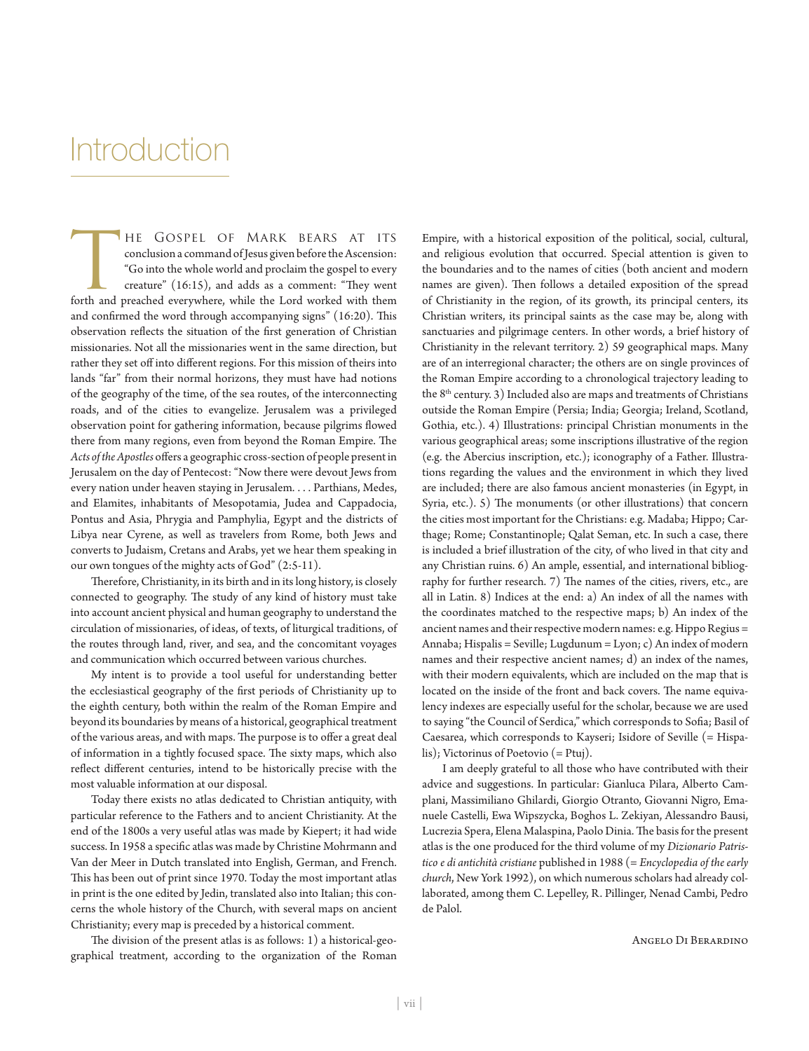# Introduction

The Gospel of Mark bears at its conclusion a command of Jesus given before the Ascension: "Go into the whole world and proclaim the gospel to every creature" (16:15), and adds as a comment: "They went forth and preached everywhere, while the Lord worked with them and confirmed the word through accompanying signs" (16:20). This observation reflects the situation of the first generation of Christian missionaries. Not all the missionaries went in the same direction, but rather they set off into different regions. For this mission of theirs into lands "far" from their normal horizons, they must have had notions of the geography of the time, of the sea routes, of the interconnecting roads, and of the cities to evangelize. Jerusalem was a privileged observation point for gathering information, because pilgrims flowed there from many regions, even from beyond the Roman Empire. The *Acts of the Apostles* offers a geographic cross-section of people present in Jerusalem on the day of Pentecost: "Now there were devout Jews from every nation under heaven staying in Jerusalem. . . . Parthians, Medes, and Elamites, inhabitants of Mesopotamia, Judea and Cappadocia, Pontus and Asia, Phrygia and Pamphylia, Egypt and the districts of Libya near Cyrene, as well as travelers from Rome, both Jews and converts to Judaism, Cretans and Arabs, yet we hear them speaking in our own tongues of the mighty acts of God" (2:5-11).

Therefore, Christianity, in its birth and in its long history, is closely connected to geography. The study of any kind of history must take into account ancient physical and human geography to understand the circulation of missionaries, of ideas, of texts, of liturgical traditions, of the routes through land, river, and sea, and the concomitant voyages and communication which occurred between various churches.

My intent is to provide a tool useful for understanding better the ecclesiastical geography of the first periods of Christianity up to the eighth century, both within the realm of the Roman Empire and beyond its boundaries by means of a historical, geographical treatment of the various areas, and with maps. The purpose is to offer a great deal of information in a tightly focused space. The sixty maps, which also reflect different centuries, intend to be historically precise with the most valuable information at our disposal.

Today there exists no atlas dedicated to Christian antiquity, with particular reference to the Fathers and to ancient Christianity. At the end of the 1800s a very useful atlas was made by Kiepert; it had wide success. In 1958 a specific atlas was made by Christine Mohrmann and Van der Meer in Dutch translated into English, German, and French. This has been out of print since 1970. Today the most important atlas in print is the one edited by Jedin, translated also into Italian; this concerns the whole history of the Church, with several maps on ancient Christianity; every map is preceded by a historical comment.

The division of the present atlas is as follows: 1) a historical-geographical treatment, according to the organization of the Roman Empire, with a historical exposition of the political, social, cultural, and religious evolution that occurred. Special attention is given to the boundaries and to the names of cities (both ancient and modern names are given). Then follows a detailed exposition of the spread of Christianity in the region, of its growth, its principal centers, its Christian writers, its principal saints as the case may be, along with sanctuaries and pilgrimage centers. In other words, a brief history of Christianity in the relevant territory. 2) 59 geographical maps. Many are of an interregional character; the others are on single provinces of the Roman Empire according to a chronological trajectory leading to the 8th century. 3) Included also are maps and treatments of Christians outside the Roman Empire (Persia; India; Georgia; Ireland, Scotland, Gothia, etc.). 4) Illustrations: principal Christian monuments in the various geographical areas; some inscriptions illustrative of the region (e.g. the Abercius inscription, etc.); iconography of a Father. Illustrations regarding the values and the environment in which they lived are included; there are also famous ancient monasteries (in Egypt, in Syria, etc.). 5) The monuments (or other illustrations) that concern the cities most important for the Christians: e.g. Madaba; Hippo; Carthage; Rome; Constantinople; Qalat Seman, etc. In such a case, there is included a brief illustration of the city, of who lived in that city and any Christian ruins. 6) An ample, essential, and international bibliography for further research. 7) The names of the cities, rivers, etc., are all in Latin. 8) Indices at the end: a) An index of all the names with the coordinates matched to the respective maps; b) An index of the ancient names and their respective modern names: e.g. Hippo Regius = Annaba; Hispalis = Seville; Lugdunum = Lyon; c) An index of modern names and their respective ancient names; d) an index of the names, with their modern equivalents, which are included on the map that is located on the inside of the front and back covers. The name equivalency indexes are especially useful for the scholar, because we are used to saying "the Council of Serdica," which corresponds to Sofia; Basil of Caesarea, which corresponds to Kayseri; Isidore of Seville (= Hispalis); Victorinus of Poetovio (= Ptuj).

I am deeply grateful to all those who have contributed with their advice and suggestions. In particular: Gianluca Pilara, Alberto Camplani, Massimiliano Ghilardi, Giorgio Otranto, Giovanni Nigro, Emanuele Castelli, Ewa Wipszycka, Boghos L. Zekiyan, Alessandro Bausi, Lucrezia Spera, Elena Malaspina, Paolo Dinia. The basis for the present atlas is the one produced for the third volume of my *Dizionario Patristico e di antichità cristiane* published in 1988 (= *Encyclopedia of the early church*, New York 1992), on which numerous scholars had already collaborated, among them C. Lepelley, R. Pillinger, Nenad Cambi, Pedro de Palol.

Angelo Di Berardino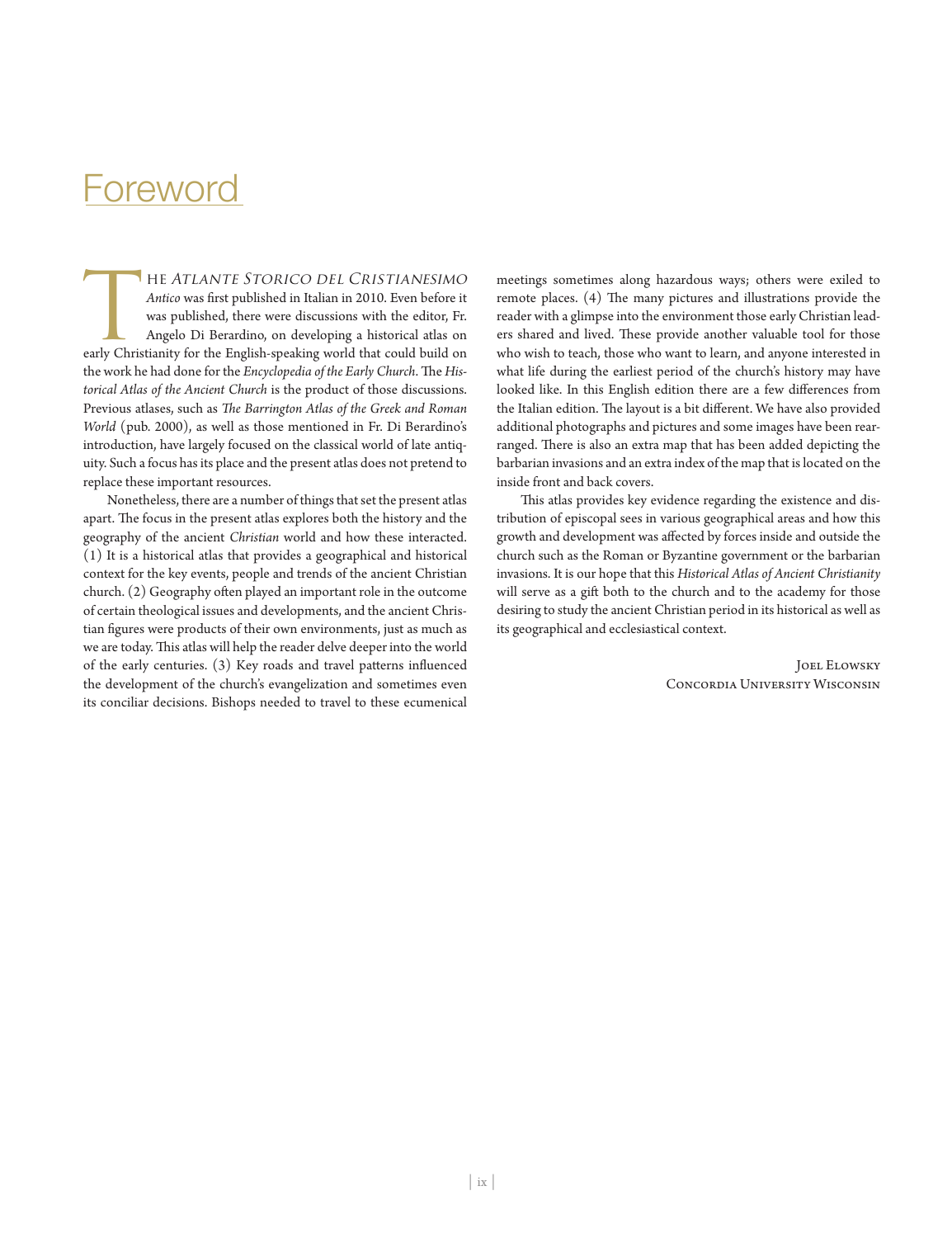# Foreword

The *Atlante Storico del Cristianesimo Antico* was first published in Italian in 2010. Even before it was published, there were discussions with the editor, Fr. Angelo Di Berardino, on developing a historical atlas on early Christianity for the English-speaking world that could build on the work he had done for the *Encyclopedia of the Early Church*. The *Historical Atlas of the Ancient Church* is the product of those discussions. Previous atlases, such as *The Barrington Atlas of the Greek and Roman World* (pub. 2000), as well as those mentioned in Fr. Di Berardino's introduction, have largely focused on the classical world of late antiquity. Such a focus has its place and the present atlas does not pretend to replace these important resources.

Nonetheless, there are a number of things that set the present atlas apart. The focus in the present atlas explores both the history and the geography of the ancient *Christian* world and how these interacted. (1) It is a historical atlas that provides a geographical and historical context for the key events, people and trends of the ancient Christian church. (2) Geography often played an important role in the outcome of certain theological issues and developments, and the ancient Christian figures were products of their own environments, just as much as we are today. This atlas will help the reader delve deeper into the world of the early centuries. (3) Key roads and travel patterns influenced the development of the church's evangelization and sometimes even its conciliar decisions. Bishops needed to travel to these ecumenical meetings sometimes along hazardous ways; others were exiled to remote places. (4) The many pictures and illustrations provide the reader with a glimpse into the environment those early Christian leaders shared and lived. These provide another valuable tool for those who wish to teach, those who want to learn, and anyone interested in what life during the earliest period of the church's history may have looked like. In this English edition there are a few differences from the Italian edition. The layout is a bit different. We have also provided additional photographs and pictures and some images have been rearranged. There is also an extra map that has been added depicting the barbarian invasions and an extra index of the map that is located on the inside front and back covers.

This atlas provides key evidence regarding the existence and distribution of episcopal sees in various geographical areas and how this growth and development was affected by forces inside and outside the church such as the Roman or Byzantine government or the barbarian invasions. It is our hope that this *Historical Atlas of Ancient Christianity* will serve as a gift both to the church and to the academy for those desiring to study the ancient Christian period in its historical as well as its geographical and ecclesiastical context.

Joel Elowsky
Concordia University Wisconsin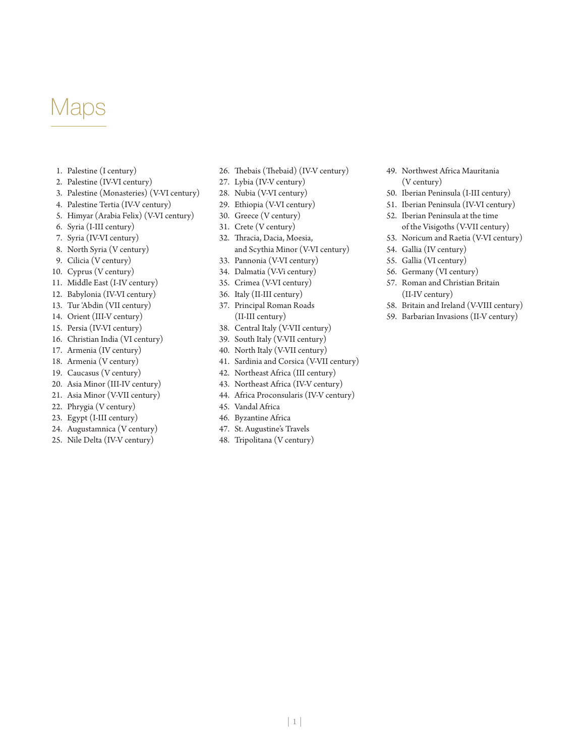# Maps

1. Palestine (I century)
2. Palestine (IV-VI century)
3. Palestine (Monasteries) (V-VI century)
4. Palestine Tertia (IV-V century)
5. Himyar (Arabia Felix) (V-VI century)
6. Syria (I-III century)
7. Syria (IV-VI century)
8. North Syria (V century)
9. Cilicia (V century)
10. Cyprus (V century)
11. Middle East (I-IV century)
12. Babylonia (IV-VI century)
13. Tur 'Abdin (VII century)
14. Orient (III-V century)
15. Persia (IV-VI century)
16. Christian India (VI century)
17. Armenia (IV century)
18. Armenia (V century)
19. Caucasus (V century)
20. Asia Minor (III-IV century)
21. Asia Minor (V-VII century)
22. Phrygia (V century)
23. Egypt (I-III century)
24. Augustamnica (V century)
25. Nile Delta (IV-V century)
26. Thebais (Thebaid) (IV-V century)
27. Lybia (IV-V century)
28. Nubia (V-VI century)
29. Ethiopia (V-VI century)
30. Greece (V century)
31. Crete (V century)
32. Thracia, Dacia, Moesia, and Scythia Minor (V-VI century)
33. Pannonia (V-VI century)
34. Dalmatia (V-Vi century)
35. Crimea (V-VI century)
36. Italy (II-III century)
37. Principal Roman Roads (II-III century)
38. Central Italy (V-VII century)
39. South Italy (V-VII century)
40. North Italy (V-VII century)
41. Sardinia and Corsica (V-VII century)
42. Northeast Africa (III century)
43. Northeast Africa (IV-V century)
44. Africa Proconsularis (IV-V century)
45. Vandal Africa
46. Byzantine Africa
47. St. Augustine's Travels
48. Tripolitana (V century)
49. Northwest Africa Mauritania (V century)
50. Iberian Peninsula (I-III century)
51. Iberian Peninsula (IV-VI century)
52. Iberian Peninsula at the time of the Visigoths (V-VII century)
53. Noricum and Raetia (V-VI century)
54. Gallia (IV century)
55. Gallia (VI century)
56. Germany (VI century)
57. Roman and Christian Britain (II-IV century)
58. Britain and Ireland (V-VIII century)
59. Barbarian Invasions (II-V century)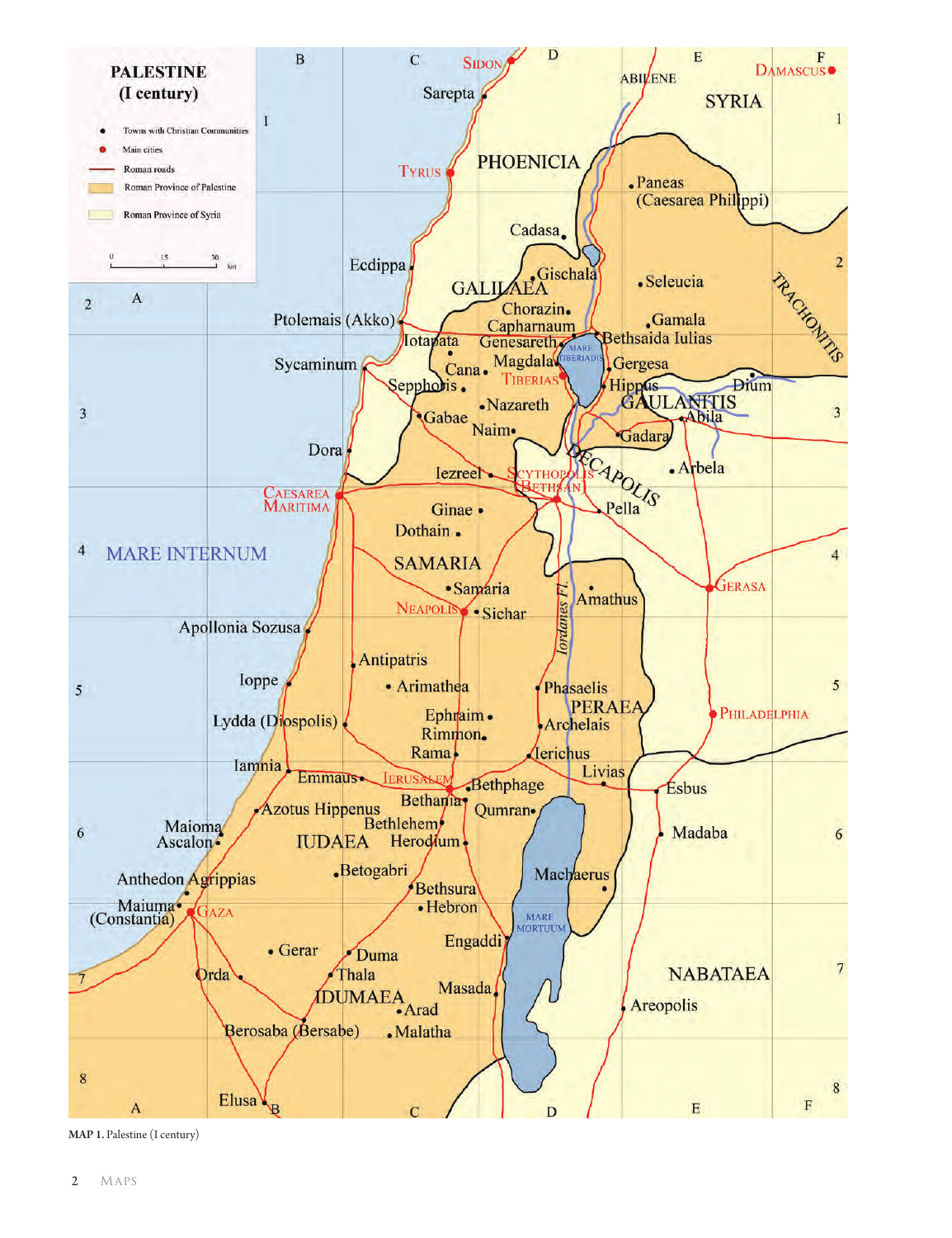MAP 1. Palestine (I century)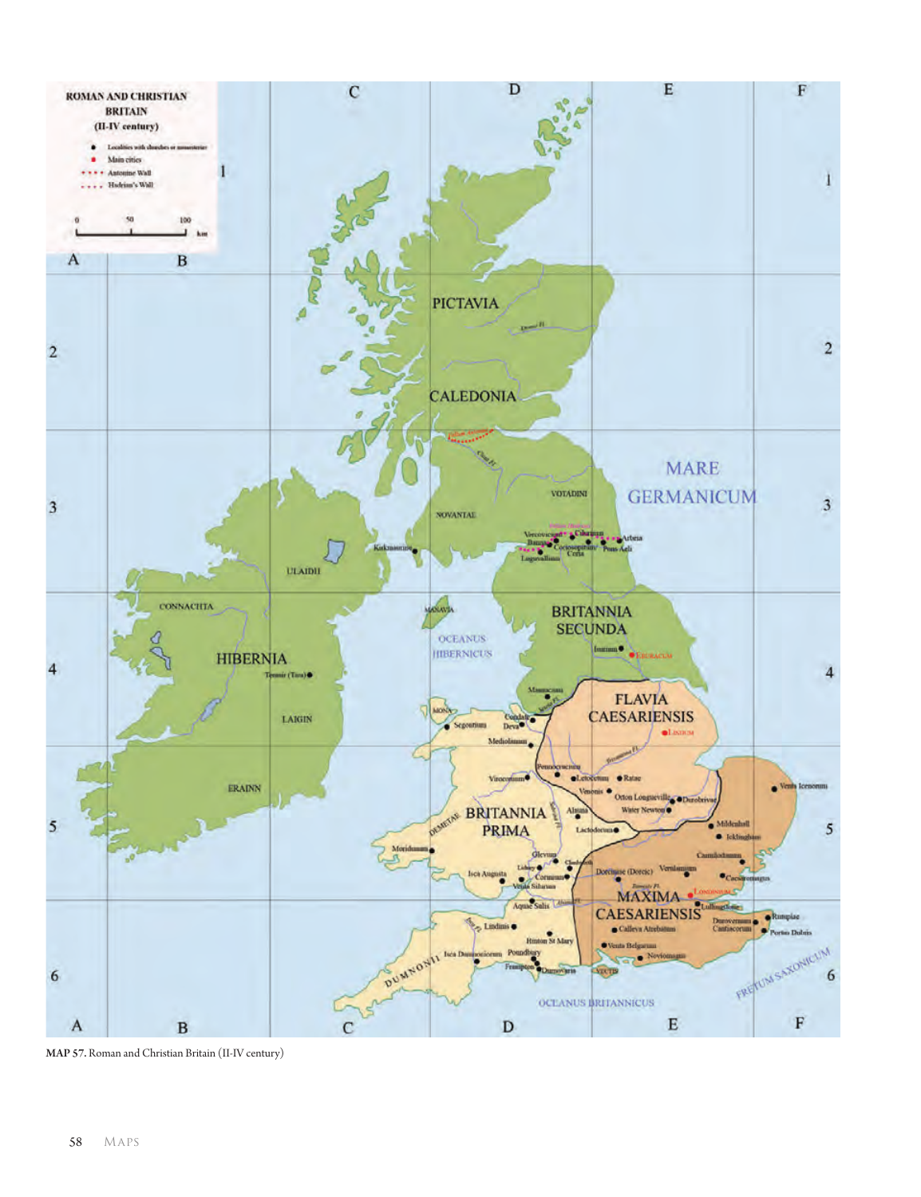**MAP 57.** Roman and Christian Britain (II-IV century)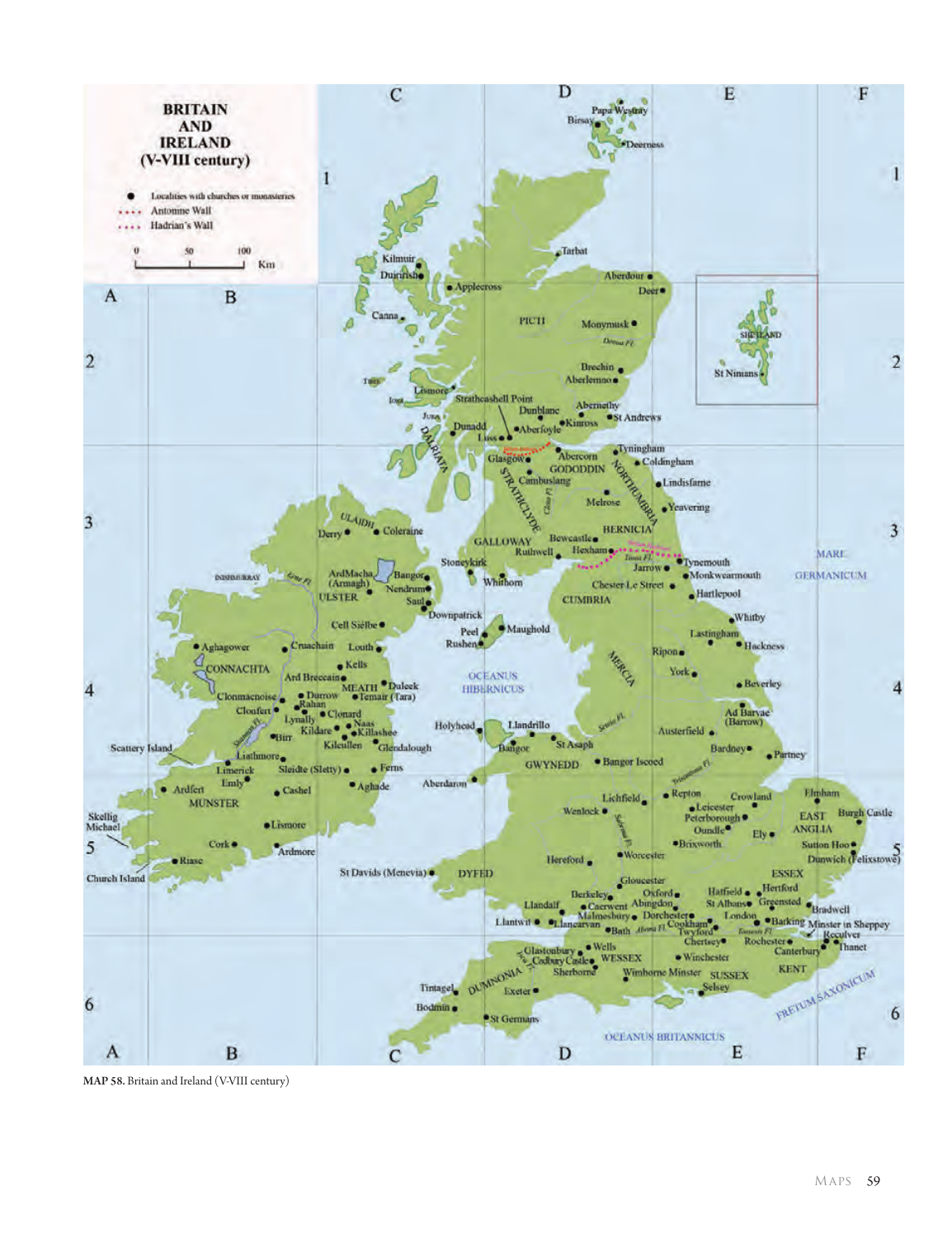**BRITAIN AND IRELAND (V-VIII century)**

- Localities with churches or monasteries
- Antonine Wall
- Hadrian's Wall

0 50 100 Km

**MAP 58.** Britain and Ireland (V-VIII century)